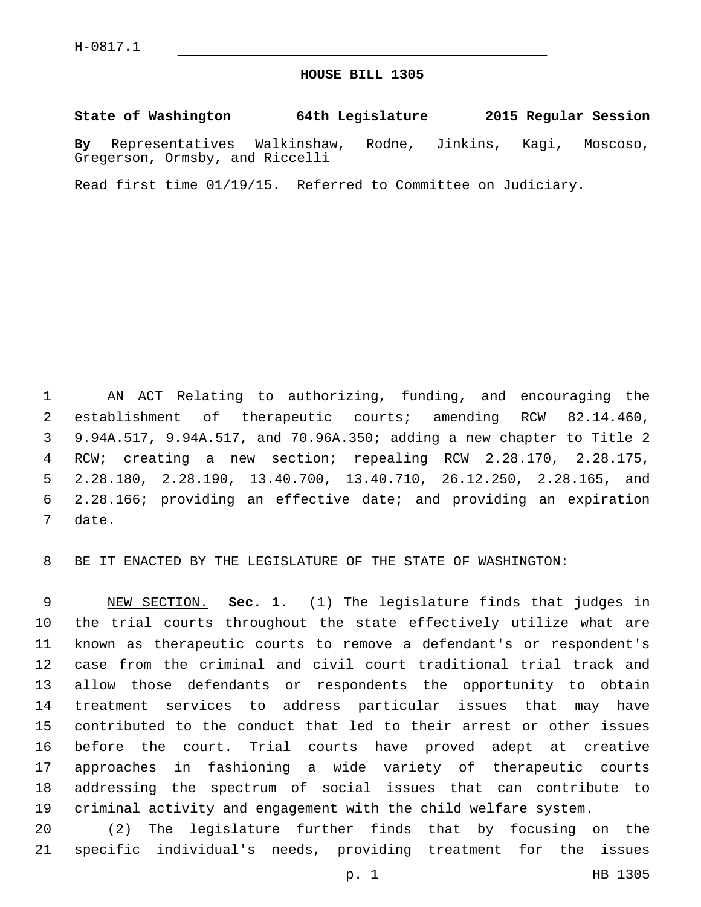H-0817.1

# HOUSE BILL 1305

**State of Washington 64th Legislature 2015 Regular Session**

**By** Representatives Walkinshaw, Rodne, Jinkins, Kagi, Moscoso, Gregerson, Ormsby, and Riccelli

Read first time 01/19/15. Referred to Committee on Judiciary.

AN ACT Relating to authorizing, funding, and encouraging the establishment of therapeutic courts; amending RCW 82.14.460, 9.94A.517, 9.94A.517, and 70.96A.350; adding a new chapter to Title 2 RCW; creating a new section; repealing RCW 2.28.170, 2.28.175, 2.28.180, 2.28.190, 13.40.700, 13.40.710, 26.12.250, 2.28.165, and 2.28.166; providing an effective date; and providing an expiration date.

BE IT ENACTED BY THE LEGISLATURE OF THE STATE OF WASHINGTON:

NEW SECTION. **Sec. 1.** (1) The legislature finds that judges in the trial courts throughout the state effectively utilize what are known as therapeutic courts to remove a defendant's or respondent's case from the criminal and civil court traditional trial track and allow those defendants or respondents the opportunity to obtain treatment services to address particular issues that may have contributed to the conduct that led to their arrest or other issues before the court. Trial courts have proved adept at creative approaches in fashioning a wide variety of therapeutic courts addressing the spectrum of social issues that can contribute to criminal activity and engagement with the child welfare system.

(2) The legislature further finds that by focusing on the specific individual's needs, providing treatment for the issues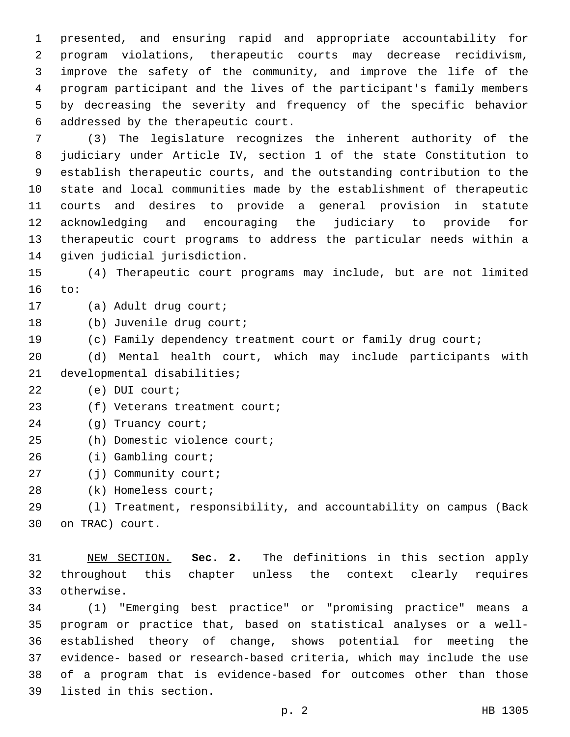presented, and ensuring rapid and appropriate accountability for program violations, therapeutic courts may decrease recidivism, improve the safety of the community, and improve the life of the program participant and the lives of the participant's family members by decreasing the severity and frequency of the specific behavior addressed by the therapeutic court.

(3) The legislature recognizes the inherent authority of the judiciary under Article IV, section 1 of the state Constitution to establish therapeutic courts, and the outstanding contribution to the state and local communities made by the establishment of therapeutic courts and desires to provide a general provision in statute acknowledging and encouraging the judiciary to provide for therapeutic court programs to address the particular needs within a given judicial jurisdiction.

(4) Therapeutic court programs may include, but are not limited to:

(a) Adult drug court;

(b) Juvenile drug court;

(c) Family dependency treatment court or family drug court;

(d) Mental health court, which may include participants with developmental disabilities;

(e) DUI court;

(f) Veterans treatment court;

(g) Truancy court;

(h) Domestic violence court;

(i) Gambling court;

(j) Community court;

(k) Homeless court;

(l) Treatment, responsibility, and accountability on campus (Back on TRAC) court.

NEW SECTION. **Sec. 2.** The definitions in this section apply throughout this chapter unless the context clearly requires otherwise.

(1) "Emerging best practice" or "promising practice" means a program or practice that, based on statistical analyses or a well-established theory of change, shows potential for meeting the evidence- based or research-based criteria, which may include the use of a program that is evidence-based for outcomes other than those listed in this section.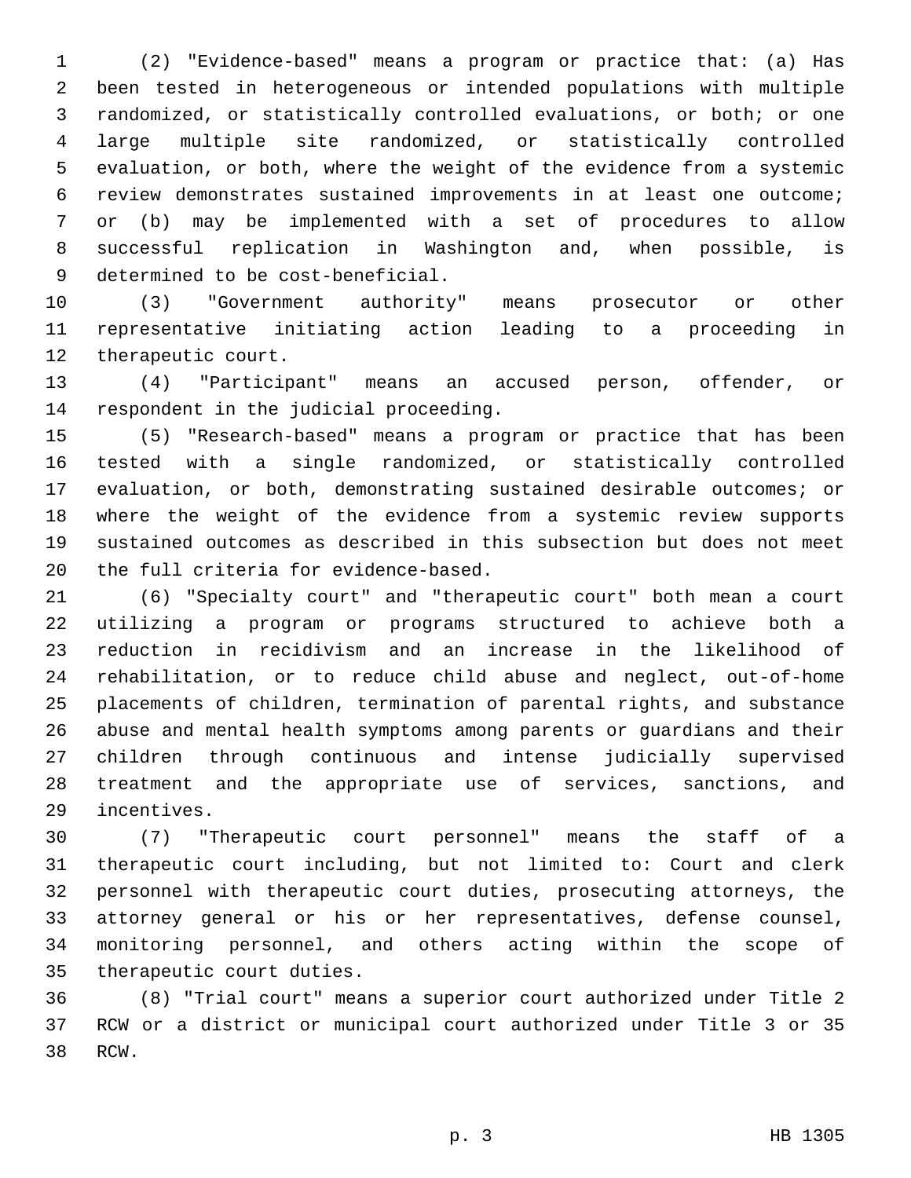(2) "Evidence-based" means a program or practice that: (a) Has been tested in heterogeneous or intended populations with multiple randomized, or statistically controlled evaluations, or both; or one large multiple site randomized, or statistically controlled evaluation, or both, where the weight of the evidence from a systemic review demonstrates sustained improvements in at least one outcome; or (b) may be implemented with a set of procedures to allow successful replication in Washington and, when possible, is determined to be cost-beneficial.

(3) "Government authority" means prosecutor or other representative initiating action leading to a proceeding in therapeutic court.

(4) "Participant" means an accused person, offender, or respondent in the judicial proceeding.

(5) "Research-based" means a program or practice that has been tested with a single randomized, or statistically controlled evaluation, or both, demonstrating sustained desirable outcomes; or where the weight of the evidence from a systemic review supports sustained outcomes as described in this subsection but does not meet the full criteria for evidence-based.

(6) "Specialty court" and "therapeutic court" both mean a court utilizing a program or programs structured to achieve both a reduction in recidivism and an increase in the likelihood of rehabilitation, or to reduce child abuse and neglect, out-of-home placements of children, termination of parental rights, and substance abuse and mental health symptoms among parents or guardians and their children through continuous and intense judicially supervised treatment and the appropriate use of services, sanctions, and incentives.

(7) "Therapeutic court personnel" means the staff of a therapeutic court including, but not limited to: Court and clerk personnel with therapeutic court duties, prosecuting attorneys, the attorney general or his or her representatives, defense counsel, monitoring personnel, and others acting within the scope of therapeutic court duties.

(8) "Trial court" means a superior court authorized under Title 2 RCW or a district or municipal court authorized under Title 3 or 35 RCW.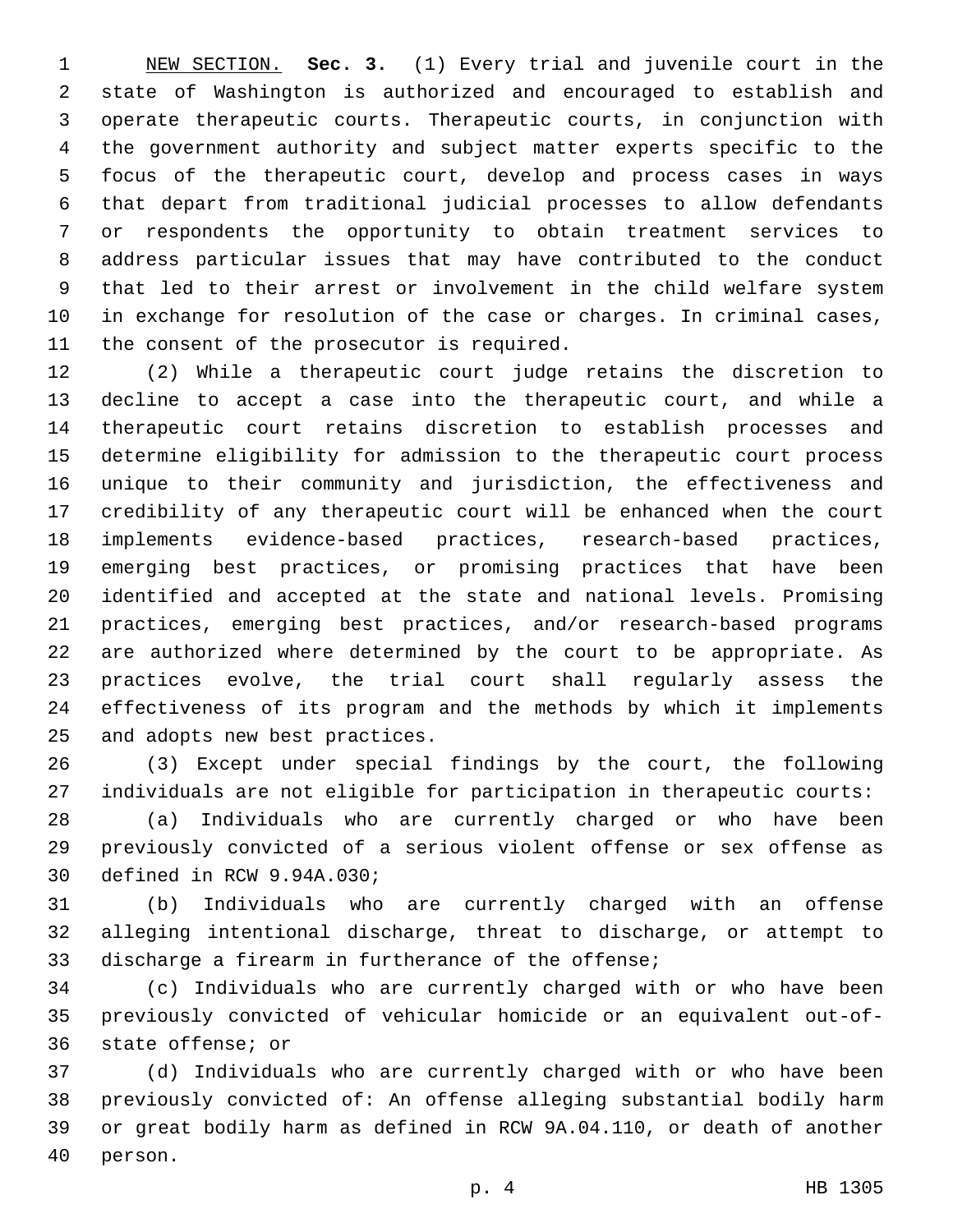NEW SECTION. **Sec. 3.** (1) Every trial and juvenile court in the state of Washington is authorized and encouraged to establish and operate therapeutic courts. Therapeutic courts, in conjunction with the government authority and subject matter experts specific to the focus of the therapeutic court, develop and process cases in ways that depart from traditional judicial processes to allow defendants or respondents the opportunity to obtain treatment services to address particular issues that may have contributed to the conduct that led to their arrest or involvement in the child welfare system in exchange for resolution of the case or charges. In criminal cases, the consent of the prosecutor is required.

(2) While a therapeutic court judge retains the discretion to decline to accept a case into the therapeutic court, and while a therapeutic court retains discretion to establish processes and determine eligibility for admission to the therapeutic court process unique to their community and jurisdiction, the effectiveness and credibility of any therapeutic court will be enhanced when the court implements evidence-based practices, research-based practices, emerging best practices, or promising practices that have been identified and accepted at the state and national levels. Promising practices, emerging best practices, and/or research-based programs are authorized where determined by the court to be appropriate. As practices evolve, the trial court shall regularly assess the effectiveness of its program and the methods by which it implements and adopts new best practices.

(3) Except under special findings by the court, the following individuals are not eligible for participation in therapeutic courts:

(a) Individuals who are currently charged or who have been previously convicted of a serious violent offense or sex offense as defined in RCW 9.94A.030;

(b) Individuals who are currently charged with an offense alleging intentional discharge, threat to discharge, or attempt to discharge a firearm in furtherance of the offense;

(c) Individuals who are currently charged with or who have been previously convicted of vehicular homicide or an equivalent out-of-state offense; or

(d) Individuals who are currently charged with or who have been previously convicted of: An offense alleging substantial bodily harm or great bodily harm as defined in RCW 9A.04.110, or death of another person.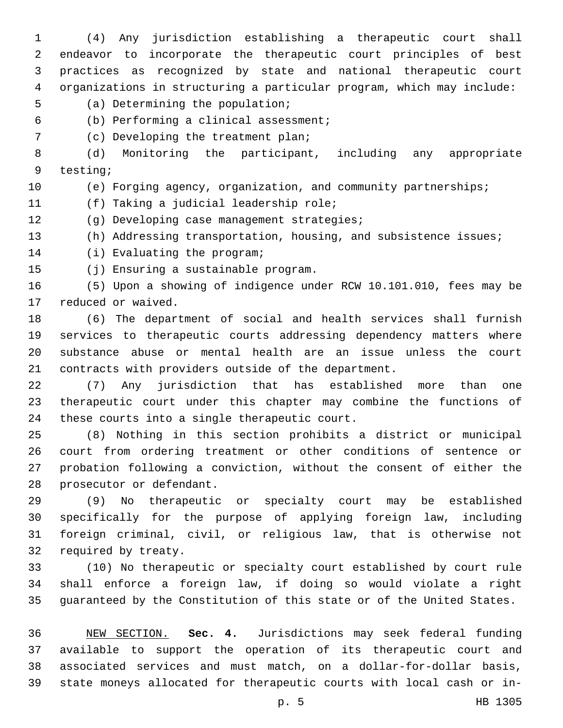(4) Any jurisdiction establishing a therapeutic court shall endeavor to incorporate the therapeutic court principles of best practices as recognized by state and national therapeutic court organizations in structuring a particular program, which may include:

(a) Determining the population;

(b) Performing a clinical assessment;

(c) Developing the treatment plan;

(d) Monitoring the participant, including any appropriate testing;

(e) Forging agency, organization, and community partnerships;

(f) Taking a judicial leadership role;

(g) Developing case management strategies;

(h) Addressing transportation, housing, and subsistence issues;

(i) Evaluating the program;

(j) Ensuring a sustainable program.

(5) Upon a showing of indigence under RCW 10.101.010, fees may be reduced or waived.

(6) The department of social and health services shall furnish services to therapeutic courts addressing dependency matters where substance abuse or mental health are an issue unless the court contracts with providers outside of the department.

(7) Any jurisdiction that has established more than one therapeutic court under this chapter may combine the functions of these courts into a single therapeutic court.

(8) Nothing in this section prohibits a district or municipal court from ordering treatment or other conditions of sentence or probation following a conviction, without the consent of either the prosecutor or defendant.

(9) No therapeutic or specialty court may be established specifically for the purpose of applying foreign law, including foreign criminal, civil, or religious law, that is otherwise not required by treaty.

(10) No therapeutic or specialty court established by court rule shall enforce a foreign law, if doing so would violate a right guaranteed by the Constitution of this state or of the United States.

NEW SECTION. **Sec. 4.** Jurisdictions may seek federal funding available to support the operation of its therapeutic court and associated services and must match, on a dollar-for-dollar basis, state moneys allocated for therapeutic courts with local cash or in-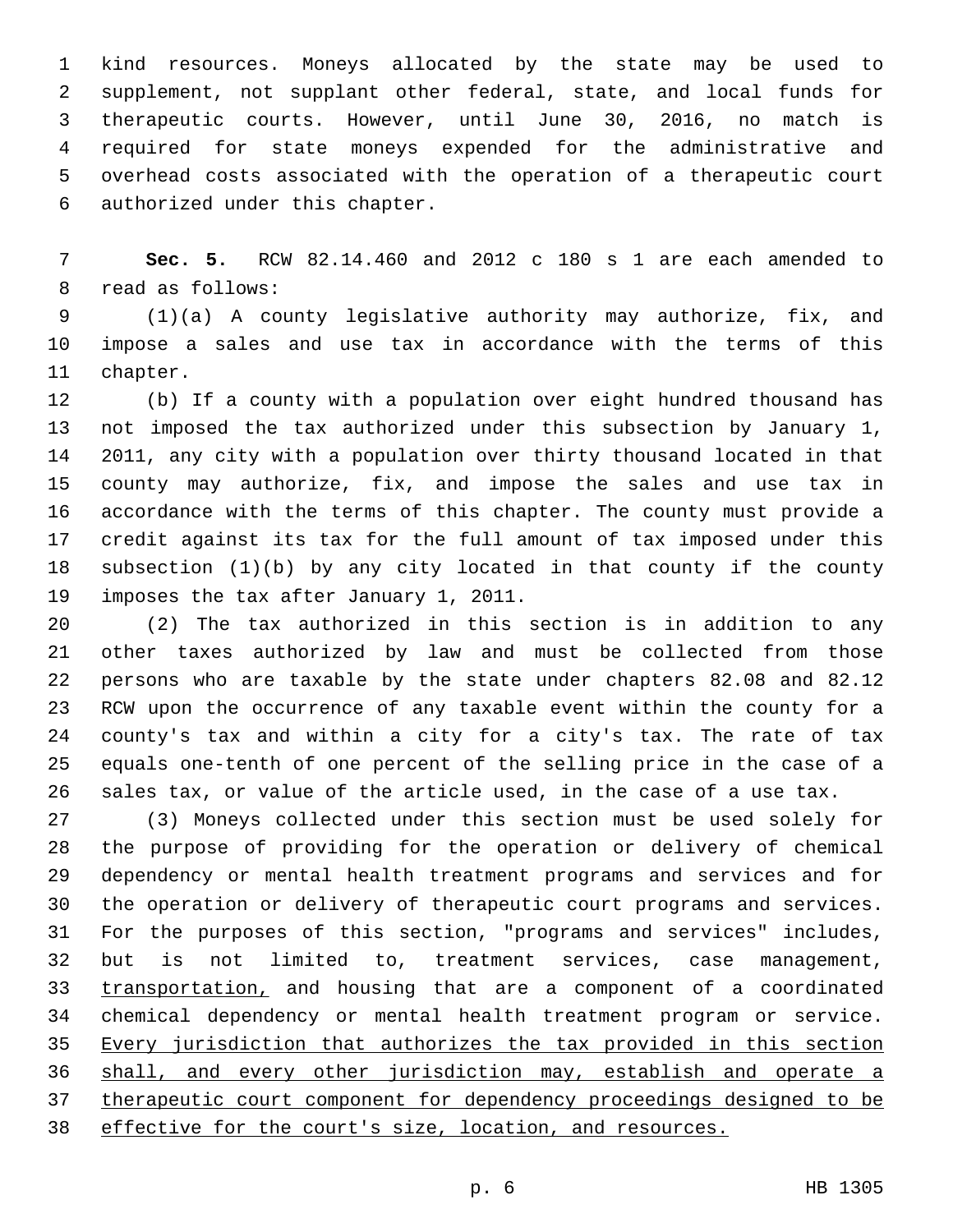kind resources. Moneys allocated by the state may be used to supplement, not supplant other federal, state, and local funds for therapeutic courts. However, until June 30, 2016, no match is required for state moneys expended for the administrative and overhead costs associated with the operation of a therapeutic court authorized under this chapter.

**Sec. 5.** RCW 82.14.460 and 2012 c 180 s 1 are each amended to read as follows:

(1)(a) A county legislative authority may authorize, fix, and impose a sales and use tax in accordance with the terms of this chapter.

(b) If a county with a population over eight hundred thousand has not imposed the tax authorized under this subsection by January 1, 2011, any city with a population over thirty thousand located in that county may authorize, fix, and impose the sales and use tax in accordance with the terms of this chapter. The county must provide a credit against its tax for the full amount of tax imposed under this subsection (1)(b) by any city located in that county if the county imposes the tax after January 1, 2011.

(2) The tax authorized in this section is in addition to any other taxes authorized by law and must be collected from those persons who are taxable by the state under chapters 82.08 and 82.12 RCW upon the occurrence of any taxable event within the county for a county's tax and within a city for a city's tax. The rate of tax equals one-tenth of one percent of the selling price in the case of a sales tax, or value of the article used, in the case of a use tax.

(3) Moneys collected under this section must be used solely for the purpose of providing for the operation or delivery of chemical dependency or mental health treatment programs and services and for the operation or delivery of therapeutic court programs and services. For the purposes of this section, "programs and services" includes, but is not limited to, treatment services, case management, <u>transportation,</u> and housing that are a component of a coordinated chemical dependency or mental health treatment program or service. <u>Every jurisdiction that authorizes the tax provided in this section shall, and every other jurisdiction may, establish and operate a therapeutic court component for dependency proceedings designed to be effective for the court's size, location, and resources.</u>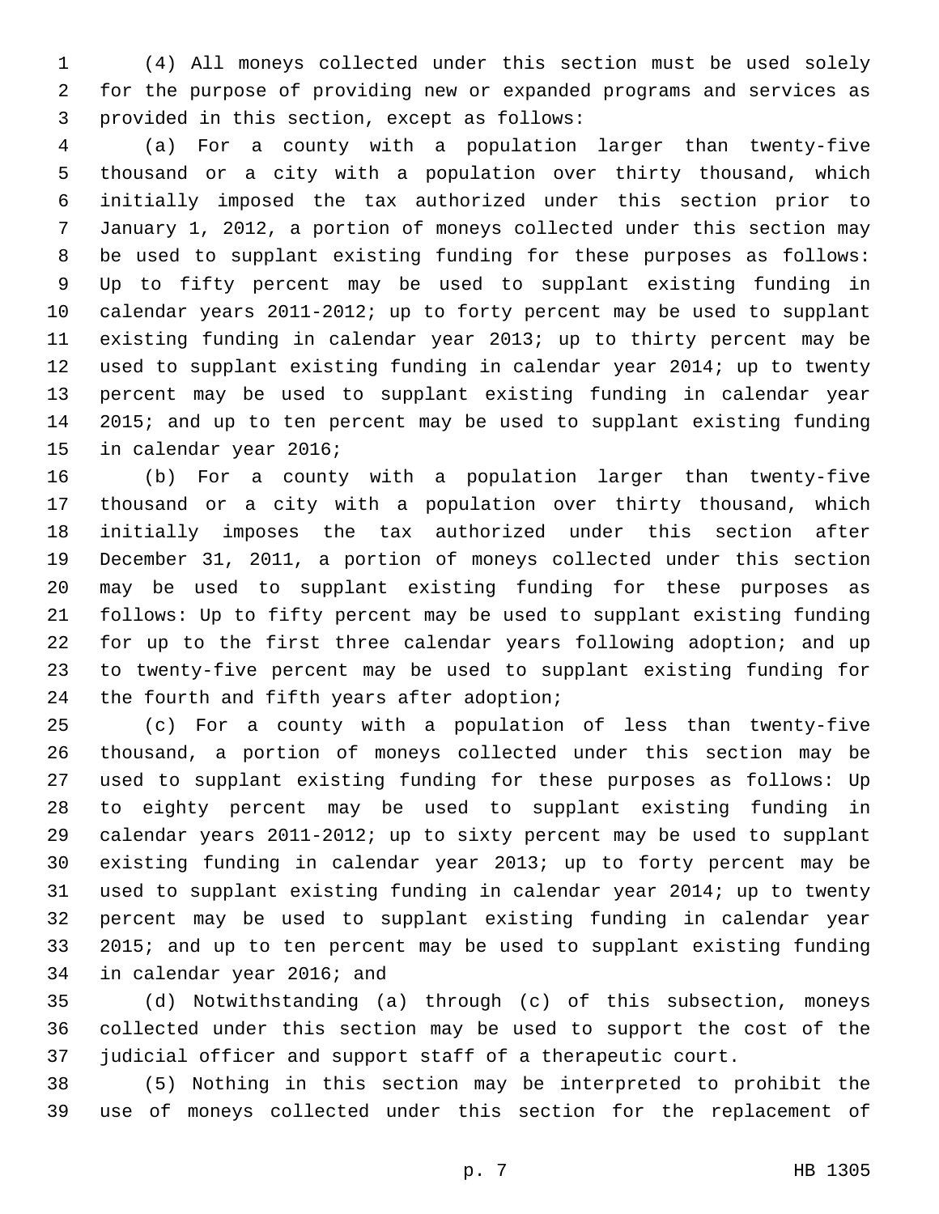(4) All moneys collected under this section must be used solely for the purpose of providing new or expanded programs and services as provided in this section, except as follows:

(a) For a county with a population larger than twenty-five thousand or a city with a population over thirty thousand, which initially imposed the tax authorized under this section prior to January 1, 2012, a portion of moneys collected under this section may be used to supplant existing funding for these purposes as follows: Up to fifty percent may be used to supplant existing funding in calendar years 2011-2012; up to forty percent may be used to supplant existing funding in calendar year 2013; up to thirty percent may be used to supplant existing funding in calendar year 2014; up to twenty percent may be used to supplant existing funding in calendar year 2015; and up to ten percent may be used to supplant existing funding in calendar year 2016;

(b) For a county with a population larger than twenty-five thousand or a city with a population over thirty thousand, which initially imposes the tax authorized under this section after December 31, 2011, a portion of moneys collected under this section may be used to supplant existing funding for these purposes as follows: Up to fifty percent may be used to supplant existing funding for up to the first three calendar years following adoption; and up to twenty-five percent may be used to supplant existing funding for the fourth and fifth years after adoption;

(c) For a county with a population of less than twenty-five thousand, a portion of moneys collected under this section may be used to supplant existing funding for these purposes as follows: Up to eighty percent may be used to supplant existing funding in calendar years 2011-2012; up to sixty percent may be used to supplant existing funding in calendar year 2013; up to forty percent may be used to supplant existing funding in calendar year 2014; up to twenty percent may be used to supplant existing funding in calendar year 2015; and up to ten percent may be used to supplant existing funding in calendar year 2016; and

(d) Notwithstanding (a) through (c) of this subsection, moneys collected under this section may be used to support the cost of the judicial officer and support staff of a therapeutic court.

(5) Nothing in this section may be interpreted to prohibit the use of moneys collected under this section for the replacement of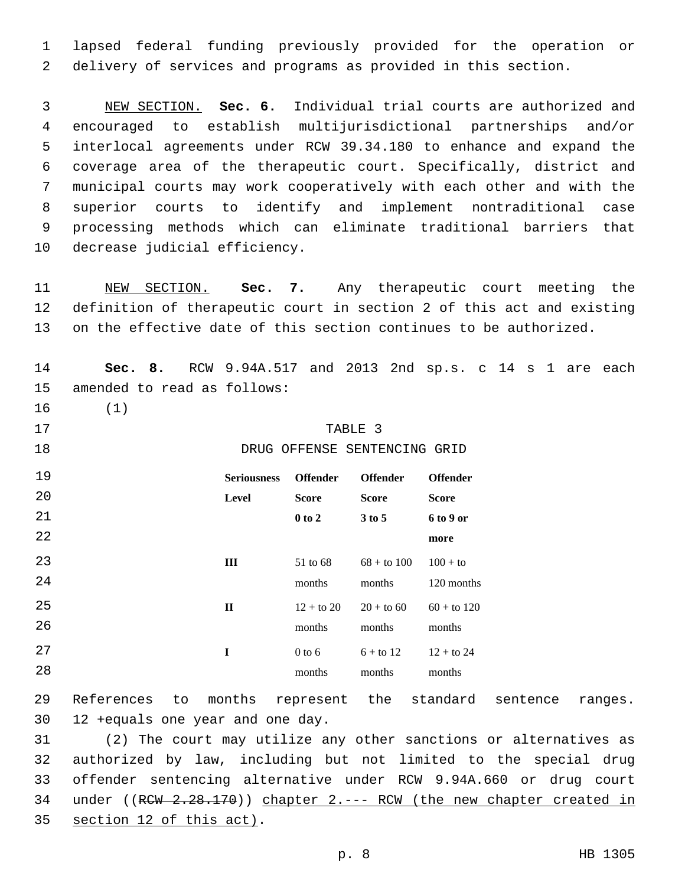lapsed federal funding previously provided for the operation or delivery of services and programs as provided in this section.

NEW SECTION. **Sec. 6.** Individual trial courts are authorized and encouraged to establish multijurisdictional partnerships and/or interlocal agreements under RCW 39.34.180 to enhance and expand the coverage area of the therapeutic court. Specifically, district and municipal courts may work cooperatively with each other and with the superior courts to identify and implement nontraditional case processing methods which can eliminate traditional barriers that decrease judicial efficiency.

NEW SECTION. **Sec. 7.** Any therapeutic court meeting the definition of therapeutic court in section 2 of this act and existing on the effective date of this section continues to be authorized.

**Sec. 8.** RCW 9.94A.517 and 2013 2nd sp.s. c 14 s 1 are each amended to read as follows:

(1)

TABLE 3

DRUG OFFENSE SENTENCING GRID

| Seriousness Level | Offender Score 0 to 2 | Offender Score 3 to 5 | Offender Score 6 to 9 or more |
|---|---|---|---|
| **III** | 51 to 68 months | 68 + to 100 months | 100 + to 120 months |
| **II** | 12 + to 20 months | 20 + to 60 months | 60 + to 120 months |
| **I** | 0 to 6 months | 6 + to 12 months | 12 + to 24 months |

References to months represent the standard sentence ranges. 12 +equals one year and one day.

(2) The court may utilize any other sanctions or alternatives as authorized by law, including but not limited to the special drug offender sentencing alternative under RCW 9.94A.660 or drug court under ((~~RCW 2.28.170~~)) chapter 2.--- RCW (the new chapter created in section 12 of this act).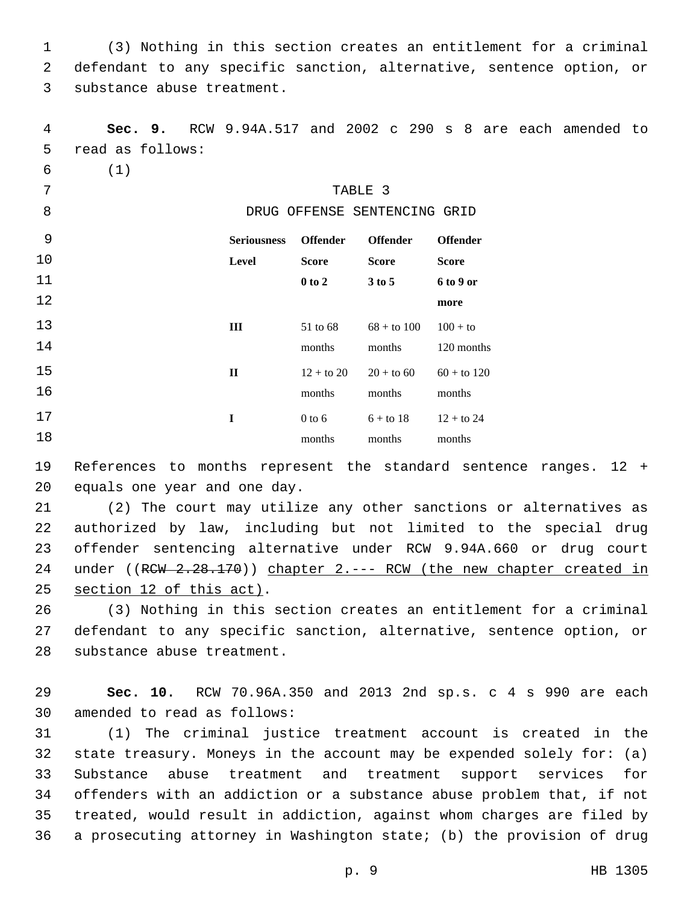(3) Nothing in this section creates an entitlement for a criminal defendant to any specific sanction, alternative, sentence option, or substance abuse treatment.

**Sec. 9.** RCW 9.94A.517 and 2002 c 290 s 8 are each amended to read as follows:

(1)

TABLE 3

DRUG OFFENSE SENTENCING GRID

| Seriousness Level | Offender Score 0 to 2 | Offender Score 3 to 5 | Offender Score 6 to 9 or more |
|---|---|---|---|
| III | 51 to 68 months | 68 + to 100 months | 100 + to 120 months |
| II | 12 + to 20 months | 20 + to 60 months | 60 + to 120 months |
| I | 0 to 6 months | 6 + to 18 months | 12 + to 24 months |

References to months represent the standard sentence ranges. 12 + equals one year and one day.

(2) The court may utilize any other sanctions or alternatives as authorized by law, including but not limited to the special drug offender sentencing alternative under RCW 9.94A.660 or drug court under ((~~RCW 2.28.170~~)) <u>chapter 2.--- RCW (the new chapter created in section 12 of this act)</u>.

(3) Nothing in this section creates an entitlement for a criminal defendant to any specific sanction, alternative, sentence option, or substance abuse treatment.

**Sec. 10.** RCW 70.96A.350 and 2013 2nd sp.s. c 4 s 990 are each amended to read as follows:

(1) The criminal justice treatment account is created in the state treasury. Moneys in the account may be expended solely for: (a) Substance abuse treatment and treatment support services for offenders with an addiction or a substance abuse problem that, if not treated, would result in addiction, against whom charges are filed by a prosecuting attorney in Washington state; (b) the provision of drug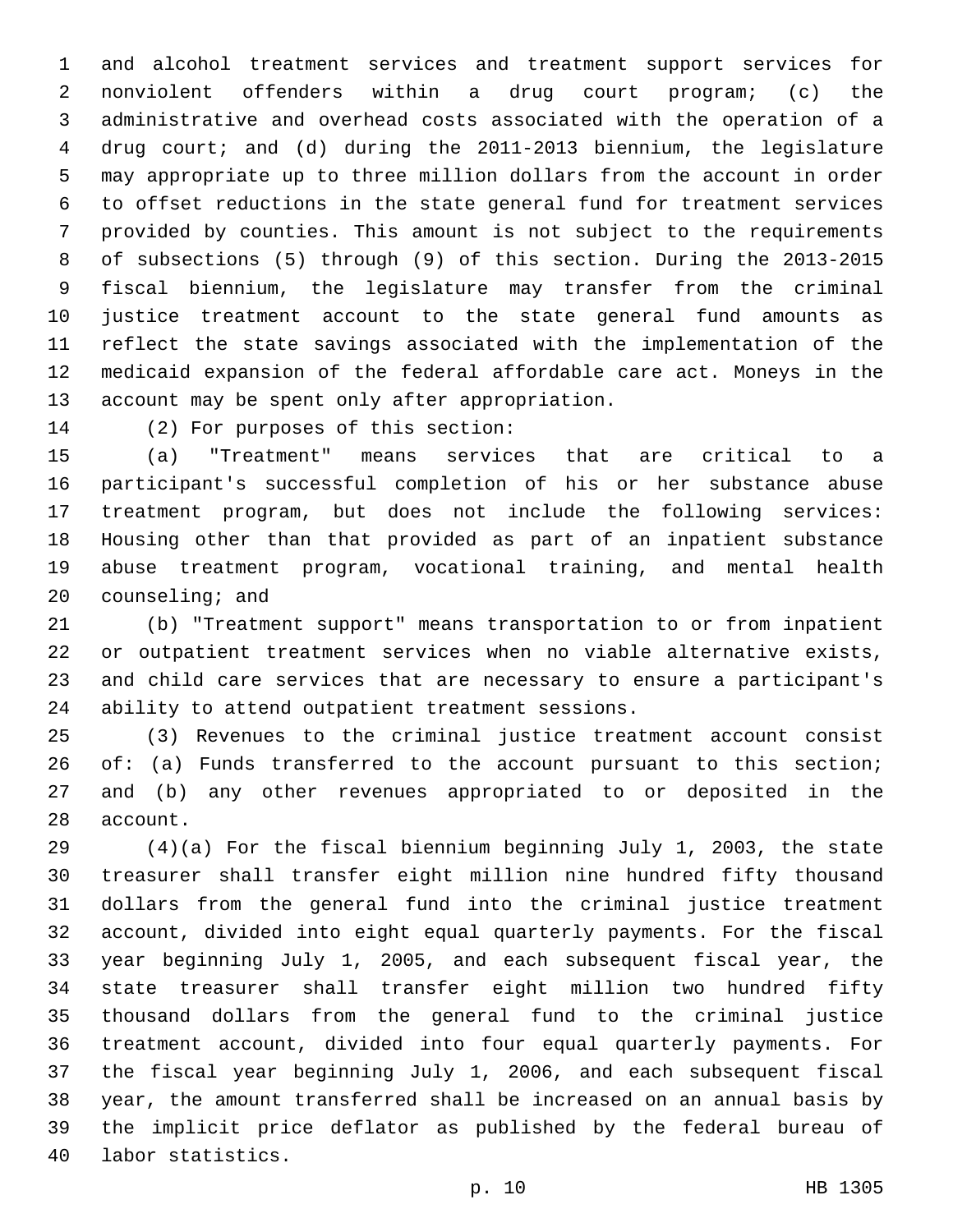and alcohol treatment services and treatment support services for nonviolent offenders within a drug court program; (c) the administrative and overhead costs associated with the operation of a drug court; and (d) during the 2011-2013 biennium, the legislature may appropriate up to three million dollars from the account in order to offset reductions in the state general fund for treatment services provided by counties. This amount is not subject to the requirements of subsections (5) through (9) of this section. During the 2013-2015 fiscal biennium, the legislature may transfer from the criminal justice treatment account to the state general fund amounts as reflect the state savings associated with the implementation of the medicaid expansion of the federal affordable care act. Moneys in the account may be spent only after appropriation.

(2) For purposes of this section:

(a) "Treatment" means services that are critical to a participant's successful completion of his or her substance abuse treatment program, but does not include the following services: Housing other than that provided as part of an inpatient substance abuse treatment program, vocational training, and mental health counseling; and

(b) "Treatment support" means transportation to or from inpatient or outpatient treatment services when no viable alternative exists, and child care services that are necessary to ensure a participant's ability to attend outpatient treatment sessions.

(3) Revenues to the criminal justice treatment account consist of: (a) Funds transferred to the account pursuant to this section; and (b) any other revenues appropriated to or deposited in the account.

(4)(a) For the fiscal biennium beginning July 1, 2003, the state treasurer shall transfer eight million nine hundred fifty thousand dollars from the general fund into the criminal justice treatment account, divided into eight equal quarterly payments. For the fiscal year beginning July 1, 2005, and each subsequent fiscal year, the state treasurer shall transfer eight million two hundred fifty thousand dollars from the general fund to the criminal justice treatment account, divided into four equal quarterly payments. For the fiscal year beginning July 1, 2006, and each subsequent fiscal year, the amount transferred shall be increased on an annual basis by the implicit price deflator as published by the federal bureau of labor statistics.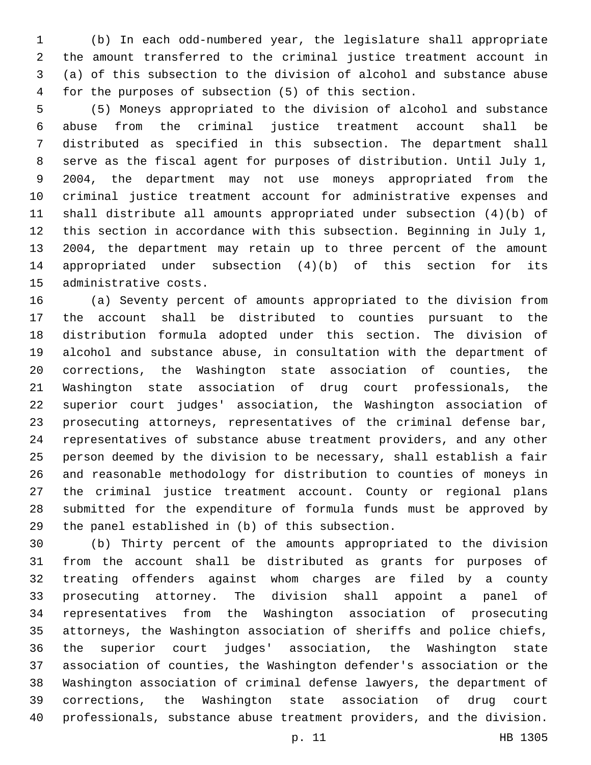(b) In each odd-numbered year, the legislature shall appropriate the amount transferred to the criminal justice treatment account in (a) of this subsection to the division of alcohol and substance abuse for the purposes of subsection (5) of this section.

(5) Moneys appropriated to the division of alcohol and substance abuse from the criminal justice treatment account shall be distributed as specified in this subsection. The department shall serve as the fiscal agent for purposes of distribution. Until July 1, 2004, the department may not use moneys appropriated from the criminal justice treatment account for administrative expenses and shall distribute all amounts appropriated under subsection (4)(b) of this section in accordance with this subsection. Beginning in July 1, 2004, the department may retain up to three percent of the amount appropriated under subsection (4)(b) of this section for its administrative costs.

(a) Seventy percent of amounts appropriated to the division from the account shall be distributed to counties pursuant to the distribution formula adopted under this section. The division of alcohol and substance abuse, in consultation with the department of corrections, the Washington state association of counties, the Washington state association of drug court professionals, the superior court judges' association, the Washington association of prosecuting attorneys, representatives of the criminal defense bar, representatives of substance abuse treatment providers, and any other person deemed by the division to be necessary, shall establish a fair and reasonable methodology for distribution to counties of moneys in the criminal justice treatment account. County or regional plans submitted for the expenditure of formula funds must be approved by the panel established in (b) of this subsection.

(b) Thirty percent of the amounts appropriated to the division from the account shall be distributed as grants for purposes of treating offenders against whom charges are filed by a county prosecuting attorney. The division shall appoint a panel of representatives from the Washington association of prosecuting attorneys, the Washington association of sheriffs and police chiefs, the superior court judges' association, the Washington state association of counties, the Washington defender's association or the Washington association of criminal defense lawyers, the department of corrections, the Washington state association of drug court professionals, substance abuse treatment providers, and the division.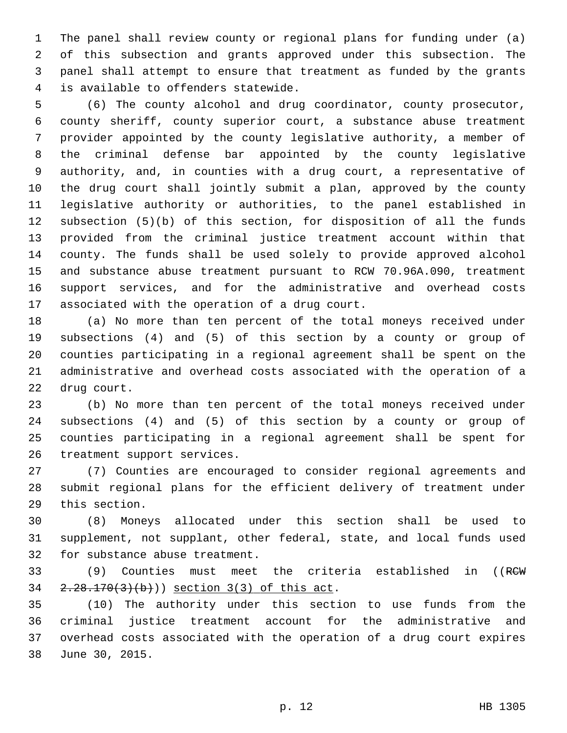The panel shall review county or regional plans for funding under (a) of this subsection and grants approved under this subsection. The panel shall attempt to ensure that treatment as funded by the grants is available to offenders statewide.

(6) The county alcohol and drug coordinator, county prosecutor, county sheriff, county superior court, a substance abuse treatment provider appointed by the county legislative authority, a member of the criminal defense bar appointed by the county legislative authority, and, in counties with a drug court, a representative of the drug court shall jointly submit a plan, approved by the county legislative authority or authorities, to the panel established in subsection (5)(b) of this section, for disposition of all the funds provided from the criminal justice treatment account within that county. The funds shall be used solely to provide approved alcohol and substance abuse treatment pursuant to RCW 70.96A.090, treatment support services, and for the administrative and overhead costs associated with the operation of a drug court.

(a) No more than ten percent of the total moneys received under subsections (4) and (5) of this section by a county or group of counties participating in a regional agreement shall be spent on the administrative and overhead costs associated with the operation of a drug court.

(b) No more than ten percent of the total moneys received under subsections (4) and (5) of this section by a county or group of counties participating in a regional agreement shall be spent for treatment support services.

(7) Counties are encouraged to consider regional agreements and submit regional plans for the efficient delivery of treatment under this section.

(8) Moneys allocated under this section shall be used to supplement, not supplant, other federal, state, and local funds used for substance abuse treatment.

(9) Counties must meet the criteria established in ((~~RCW 2.28.170(3)(b)~~)) <u>section 3(3) of this act</u>.

(10) The authority under this section to use funds from the criminal justice treatment account for the administrative and overhead costs associated with the operation of a drug court expires June 30, 2015.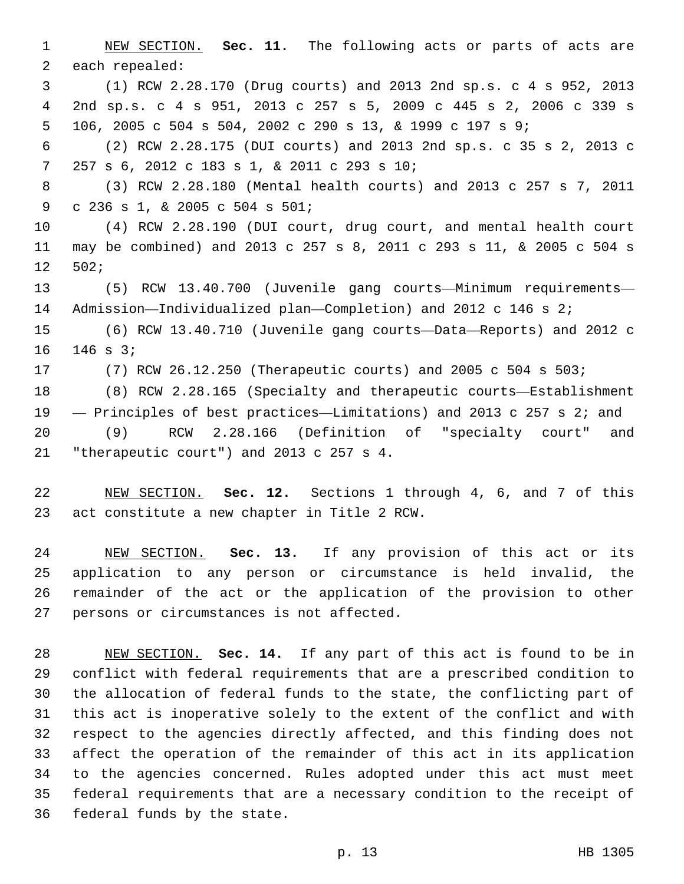NEW SECTION. **Sec. 11.** The following acts or parts of acts are each repealed:

(1) RCW 2.28.170 (Drug courts) and 2013 2nd sp.s. c 4 s 952, 2013 2nd sp.s. c 4 s 951, 2013 c 257 s 5, 2009 c 445 s 2, 2006 c 339 s 106, 2005 c 504 s 504, 2002 c 290 s 13, & 1999 c 197 s 9;

(2) RCW 2.28.175 (DUI courts) and 2013 2nd sp.s. c 35 s 2, 2013 c 257 s 6, 2012 c 183 s 1, & 2011 c 293 s 10;

(3) RCW 2.28.180 (Mental health courts) and 2013 c 257 s 7, 2011 c 236 s 1, & 2005 c 504 s 501;

(4) RCW 2.28.190 (DUI court, drug court, and mental health court may be combined) and 2013 c 257 s 8, 2011 c 293 s 11, & 2005 c 504 s 502;

(5) RCW 13.40.700 (Juvenile gang courts—Minimum requirements—Admission—Individualized plan—Completion) and 2012 c 146 s 2;

(6) RCW 13.40.710 (Juvenile gang courts—Data—Reports) and 2012 c 146 s 3;

(7) RCW 26.12.250 (Therapeutic courts) and 2005 c 504 s 503;

(8) RCW 2.28.165 (Specialty and therapeutic courts—Establishment— Principles of best practices—Limitations) and 2013 c 257 s 2; and

(9) RCW 2.28.166 (Definition of "specialty court" and "therapeutic court") and 2013 c 257 s 4.

NEW SECTION. **Sec. 12.** Sections 1 through 4, 6, and 7 of this act constitute a new chapter in Title 2 RCW.

NEW SECTION. **Sec. 13.** If any provision of this act or its application to any person or circumstance is held invalid, the remainder of the act or the application of the provision to other persons or circumstances is not affected.

NEW SECTION. **Sec. 14.** If any part of this act is found to be in conflict with federal requirements that are a prescribed condition to the allocation of federal funds to the state, the conflicting part of this act is inoperative solely to the extent of the conflict and with respect to the agencies directly affected, and this finding does not affect the operation of the remainder of this act in its application to the agencies concerned. Rules adopted under this act must meet federal requirements that are a necessary condition to the receipt of federal funds by the state.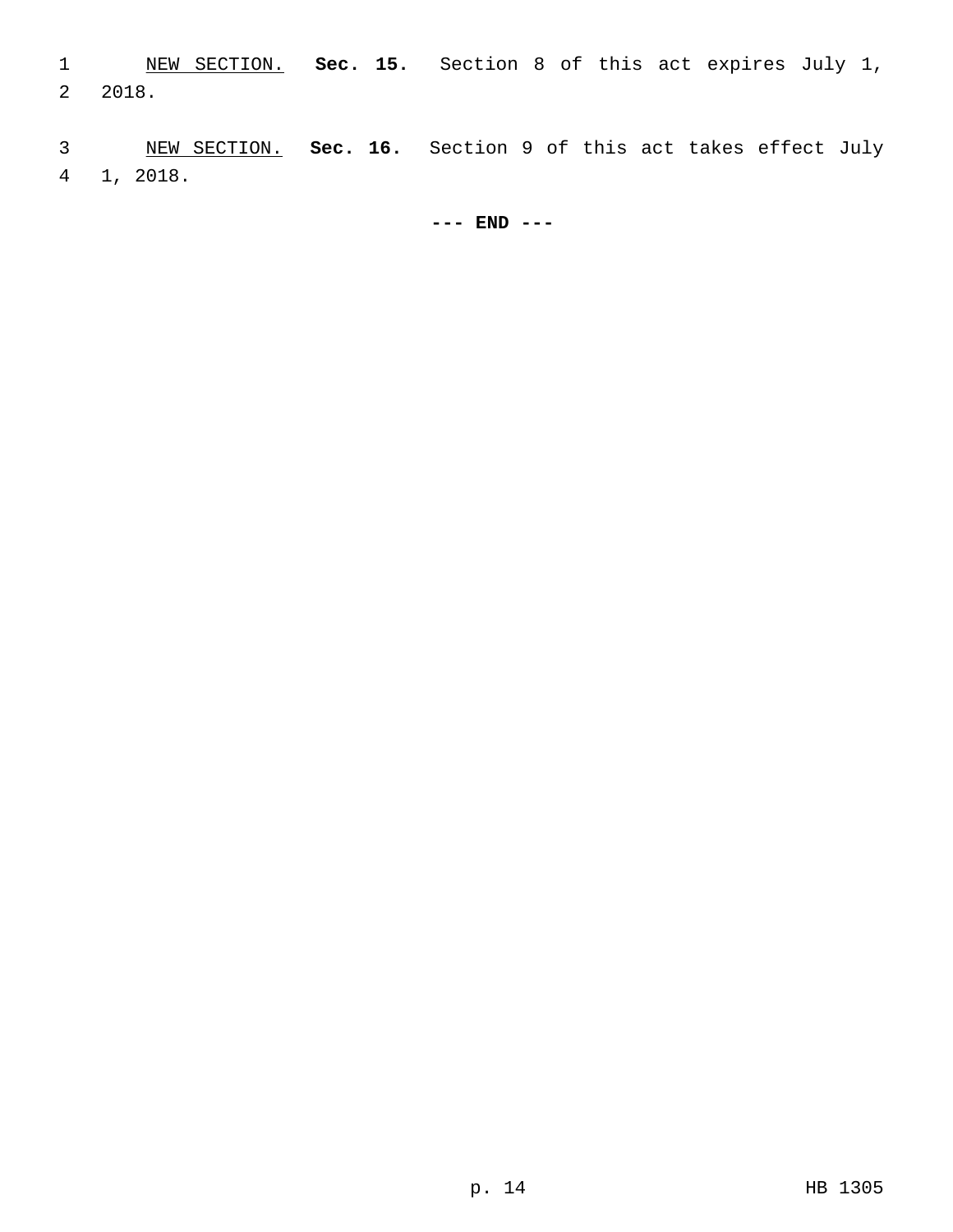NEW SECTION. **Sec. 15.** Section 8 of this act expires July 1, 2018.

NEW SECTION. **Sec. 16.** Section 9 of this act takes effect July 1, 2018.

**--- END ---**